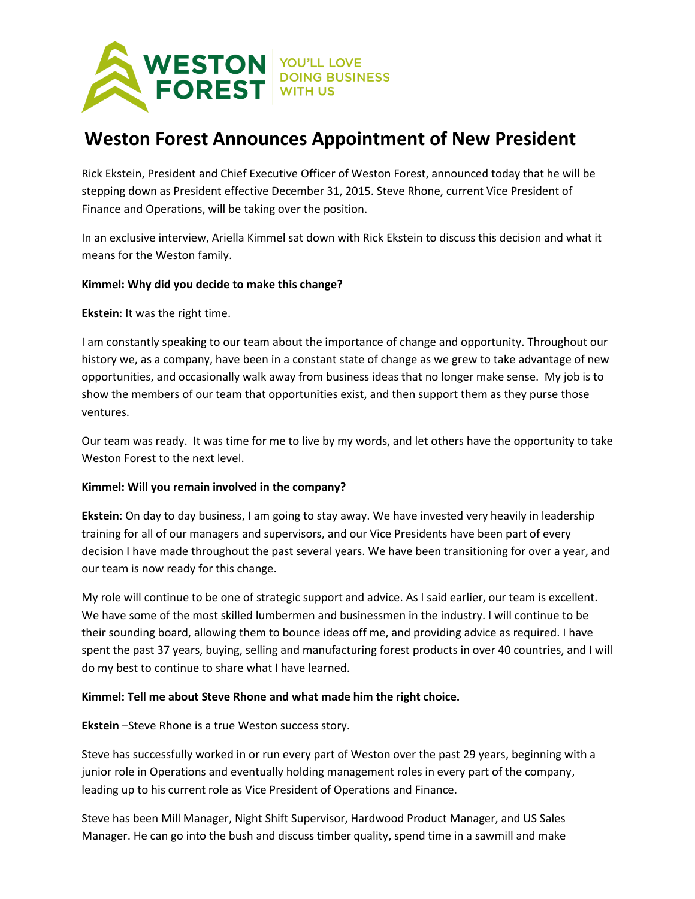WESTON FOREST | YOU'LL LOVE DOING BUSINESS WITH US

# Weston Forest Announces Appointment of New President

Rick Ekstein, President and Chief Executive Officer of Weston Forest, announced today that he will be stepping down as President effective December 31, 2015. Steve Rhone, current Vice President of Finance and Operations, will be taking over the position.

In an exclusive interview, Ariella Kimmel sat down with Rick Ekstein to discuss this decision and what it means for the Weston family.

**Kimmel: Why did you decide to make this change?**

**Ekstein**: It was the right time.

I am constantly speaking to our team about the importance of change and opportunity. Throughout our history we, as a company, have been in a constant state of change as we grew to take advantage of new opportunities, and occasionally walk away from business ideas that no longer make sense. My job is to show the members of our team that opportunities exist, and then support them as they purse those ventures.

Our team was ready. It was time for me to live by my words, and let others have the opportunity to take Weston Forest to the next level.

**Kimmel: Will you remain involved in the company?**

**Ekstein**: On day to day business, I am going to stay away. We have invested very heavily in leadership training for all of our managers and supervisors, and our Vice Presidents have been part of every decision I have made throughout the past several years. We have been transitioning for over a year, and our team is now ready for this change.

My role will continue to be one of strategic support and advice. As I said earlier, our team is excellent. We have some of the most skilled lumbermen and businessmen in the industry. I will continue to be their sounding board, allowing them to bounce ideas off me, and providing advice as required. I have spent the past 37 years, buying, selling and manufacturing forest products in over 40 countries, and I will do my best to continue to share what I have learned.

**Kimmel: Tell me about Steve Rhone and what made him the right choice.**

**Ekstein** –Steve Rhone is a true Weston success story.

Steve has successfully worked in or run every part of Weston over the past 29 years, beginning with a junior role in Operations and eventually holding management roles in every part of the company, leading up to his current role as Vice President of Operations and Finance.

Steve has been Mill Manager, Night Shift Supervisor, Hardwood Product Manager, and US Sales Manager. He can go into the bush and discuss timber quality, spend time in a sawmill and make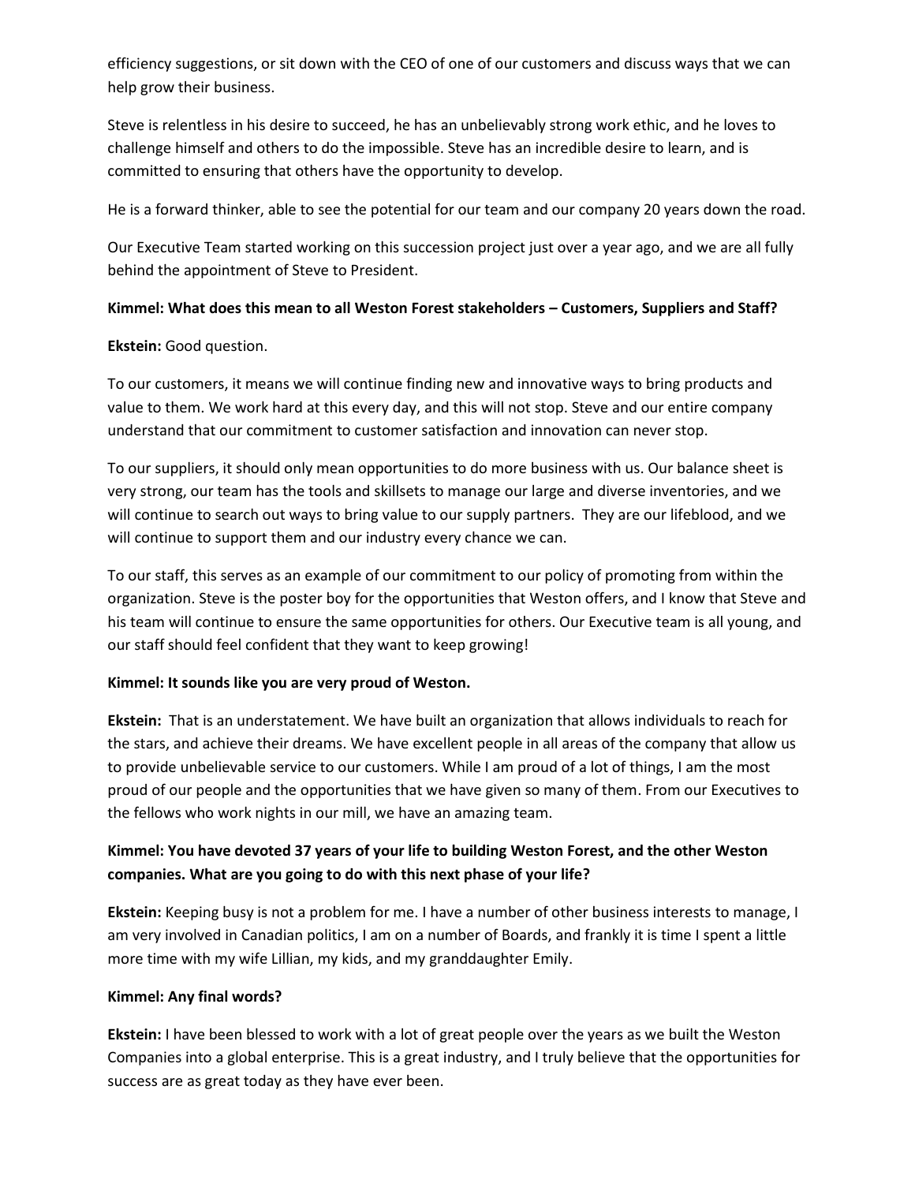efficiency suggestions, or sit down with the CEO of one of our customers and discuss ways that we can help grow their business.

Steve is relentless in his desire to succeed, he has an unbelievably strong work ethic, and he loves to challenge himself and others to do the impossible. Steve has an incredible desire to learn, and is committed to ensuring that others have the opportunity to develop.

He is a forward thinker, able to see the potential for our team and our company 20 years down the road.

Our Executive Team started working on this succession project just over a year ago, and we are all fully behind the appointment of Steve to President.

**Kimmel: What does this mean to all Weston Forest stakeholders – Customers, Suppliers and Staff?**

**Ekstein:** Good question.

To our customers, it means we will continue finding new and innovative ways to bring products and value to them. We work hard at this every day, and this will not stop. Steve and our entire company understand that our commitment to customer satisfaction and innovation can never stop.

To our suppliers, it should only mean opportunities to do more business with us. Our balance sheet is very strong, our team has the tools and skillsets to manage our large and diverse inventories, and we will continue to search out ways to bring value to our supply partners. They are our lifeblood, and we will continue to support them and our industry every chance we can.

To our staff, this serves as an example of our commitment to our policy of promoting from within the organization. Steve is the poster boy for the opportunities that Weston offers, and I know that Steve and his team will continue to ensure the same opportunities for others. Our Executive team is all young, and our staff should feel confident that they want to keep growing!

**Kimmel: It sounds like you are very proud of Weston.**

**Ekstein:** That is an understatement. We have built an organization that allows individuals to reach for the stars, and achieve their dreams. We have excellent people in all areas of the company that allow us to provide unbelievable service to our customers. While I am proud of a lot of things, I am the most proud of our people and the opportunities that we have given so many of them. From our Executives to the fellows who work nights in our mill, we have an amazing team.

**Kimmel: You have devoted 37 years of your life to building Weston Forest, and the other Weston companies. What are you going to do with this next phase of your life?**

**Ekstein:** Keeping busy is not a problem for me. I have a number of other business interests to manage, I am very involved in Canadian politics, I am on a number of Boards, and frankly it is time I spent a little more time with my wife Lillian, my kids, and my granddaughter Emily.

**Kimmel: Any final words?**

**Ekstein:** I have been blessed to work with a lot of great people over the years as we built the Weston Companies into a global enterprise. This is a great industry, and I truly believe that the opportunities for success are as great today as they have ever been.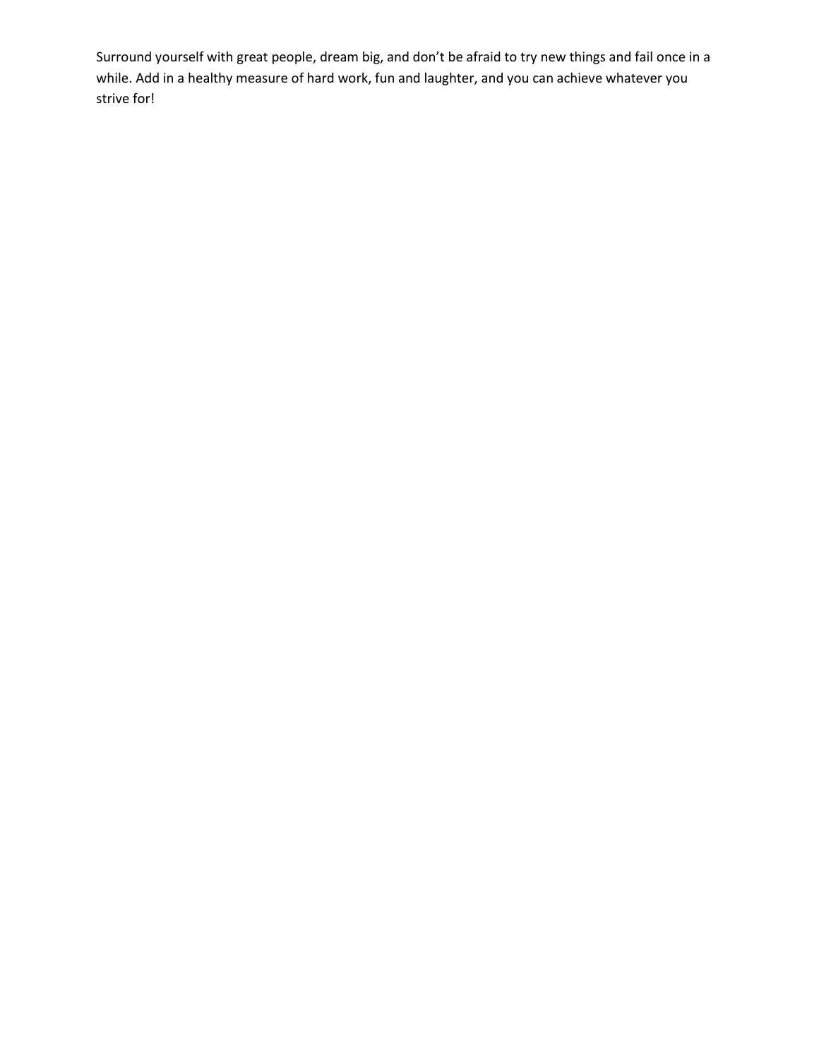Surround yourself with great people, dream big, and don’t be afraid to try new things and fail once in a while. Add in a healthy measure of hard work, fun and laughter, and you can achieve whatever you strive for!